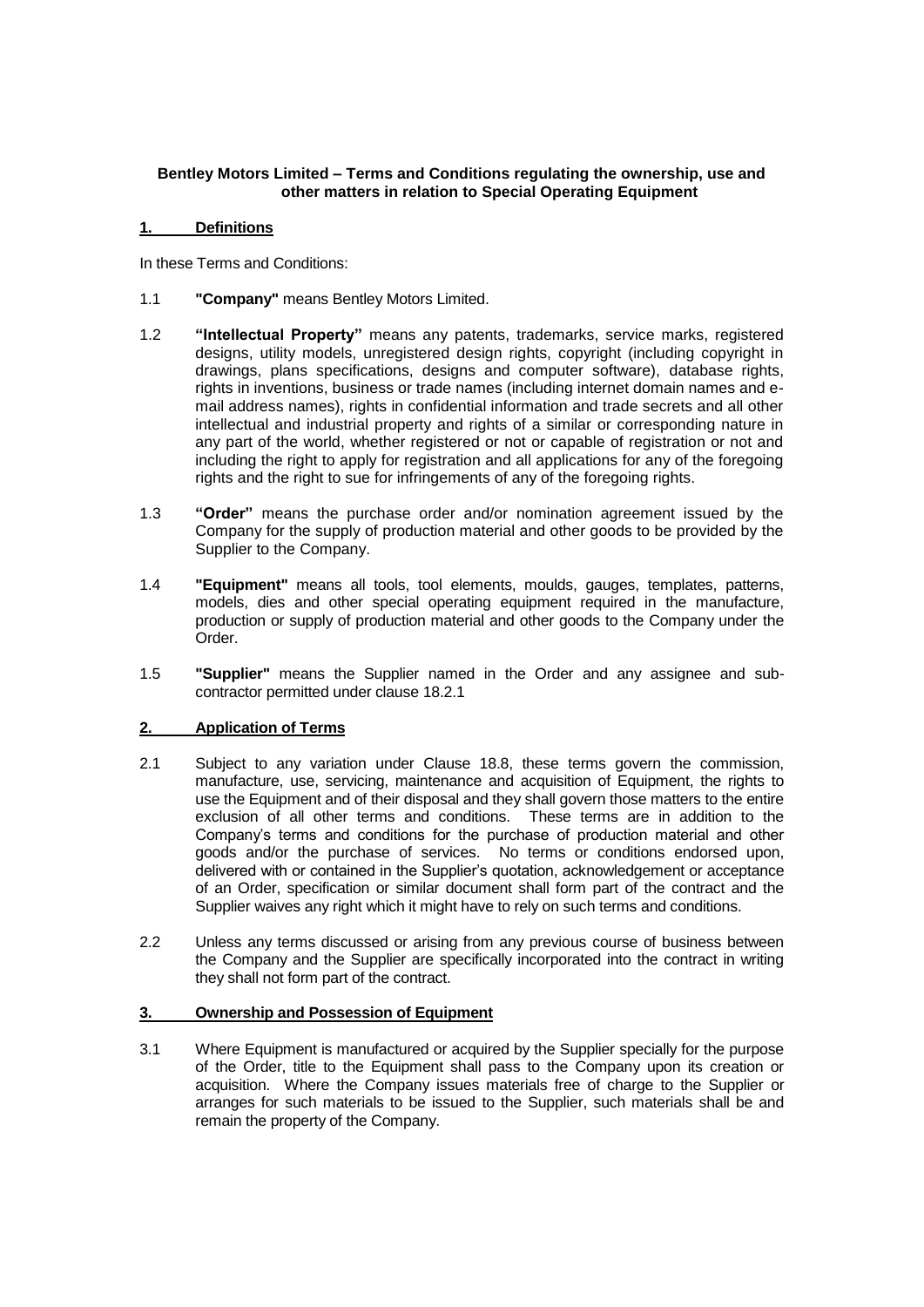**Bentley Motors Limited – Terms and Conditions regulating the ownership, use and other matters in relation to Special Operating Equipment**

## 1. Definitions

In these Terms and Conditions:

1.1 **"Company"** means Bentley Motors Limited.

1.2 **"Intellectual Property"** means any patents, trademarks, service marks, registered designs, utility models, unregistered design rights, copyright (including copyright in drawings, plans specifications, designs and computer software), database rights, rights in inventions, business or trade names (including internet domain names and e-mail address names), rights in confidential information and trade secrets and all other intellectual and industrial property and rights of a similar or corresponding nature in any part of the world, whether registered or not or capable of registration or not and including the right to apply for registration and all applications for any of the foregoing rights and the right to sue for infringements of any of the foregoing rights.

1.3 **"Order"** means the purchase order and/or nomination agreement issued by the Company for the supply of production material and other goods to be provided by the Supplier to the Company.

1.4 **"Equipment"** means all tools, tool elements, moulds, gauges, templates, patterns, models, dies and other special operating equipment required in the manufacture, production or supply of production material and other goods to the Company under the Order.

1.5 **"Supplier"** means the Supplier named in the Order and any assignee and sub-contractor permitted under clause 18.2.1

## 2. Application of Terms

2.1 Subject to any variation under Clause 18.8, these terms govern the commission, manufacture, use, servicing, maintenance and acquisition of Equipment, the rights to use the Equipment and of their disposal and they shall govern those matters to the entire exclusion of all other terms and conditions. These terms are in addition to the Company's terms and conditions for the purchase of production material and other goods and/or the purchase of services. No terms or conditions endorsed upon, delivered with or contained in the Supplier's quotation, acknowledgement or acceptance of an Order, specification or similar document shall form part of the contract and the Supplier waives any right which it might have to rely on such terms and conditions.

2.2 Unless any terms discussed or arising from any previous course of business between the Company and the Supplier are specifically incorporated into the contract in writing they shall not form part of the contract.

## 3. Ownership and Possession of Equipment

3.1 Where Equipment is manufactured or acquired by the Supplier specially for the purpose of the Order, title to the Equipment shall pass to the Company upon its creation or acquisition. Where the Company issues materials free of charge to the Supplier or arranges for such materials to be issued to the Supplier, such materials shall be and remain the property of the Company.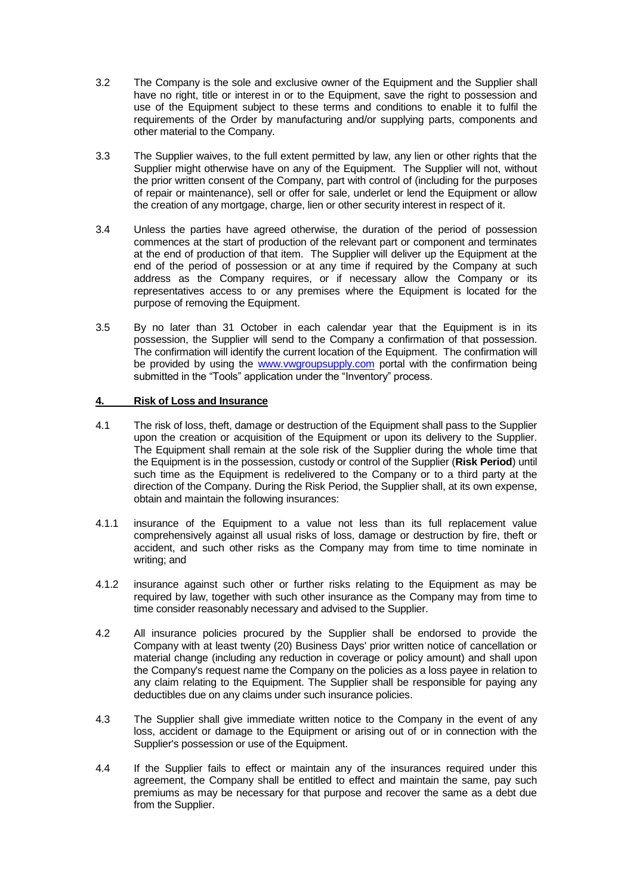3.2 The Company is the sole and exclusive owner of the Equipment and the Supplier shall have no right, title or interest in or to the Equipment, save the right to possession and use of the Equipment subject to these terms and conditions to enable it to fulfil the requirements of the Order by manufacturing and/or supplying parts, components and other material to the Company.

3.3 The Supplier waives, to the full extent permitted by law, any lien or other rights that the Supplier might otherwise have on any of the Equipment. The Supplier will not, without the prior written consent of the Company, part with control of (including for the purposes of repair or maintenance), sell or offer for sale, underlet or lend the Equipment or allow the creation of any mortgage, charge, lien or other security interest in respect of it.

3.4 Unless the parties have agreed otherwise, the duration of the period of possession commences at the start of production of the relevant part or component and terminates at the end of production of that item. The Supplier will deliver up the Equipment at the end of the period of possession or at any time if required by the Company at such address as the Company requires, or if necessary allow the Company or its representatives access to or any premises where the Equipment is located for the purpose of removing the Equipment.

3.5 By no later than 31 October in each calendar year that the Equipment is in its possession, the Supplier will send to the Company a confirmation of that possession. The confirmation will identify the current location of the Equipment. The confirmation will be provided by using the [www.vwgroupsupply.com](http://www.vwgroupsupply.com) portal with the confirmation being submitted in the "Tools" application under the "Inventory" process.

## 4. Risk of Loss and Insurance

4.1 The risk of loss, theft, damage or destruction of the Equipment shall pass to the Supplier upon the creation or acquisition of the Equipment or upon its delivery to the Supplier. The Equipment shall remain at the sole risk of the Supplier during the whole time that the Equipment is in the possession, custody or control of the Supplier (**Risk Period**) until such time as the Equipment is redelivered to the Company or to a third party at the direction of the Company. During the Risk Period, the Supplier shall, at its own expense, obtain and maintain the following insurances:

4.1.1 insurance of the Equipment to a value not less than its full replacement value comprehensively against all usual risks of loss, damage or destruction by fire, theft or accident, and such other risks as the Company may from time to time nominate in writing; and

4.1.2 insurance against such other or further risks relating to the Equipment as may be required by law, together with such other insurance as the Company may from time to time consider reasonably necessary and advised to the Supplier.

4.2 All insurance policies procured by the Supplier shall be endorsed to provide the Company with at least twenty (20) Business Days' prior written notice of cancellation or material change (including any reduction in coverage or policy amount) and shall upon the Company's request name the Company on the policies as a loss payee in relation to any claim relating to the Equipment. The Supplier shall be responsible for paying any deductibles due on any claims under such insurance policies.

4.3 The Supplier shall give immediate written notice to the Company in the event of any loss, accident or damage to the Equipment or arising out of or in connection with the Supplier's possession or use of the Equipment.

4.4 If the Supplier fails to effect or maintain any of the insurances required under this agreement, the Company shall be entitled to effect and maintain the same, pay such premiums as may be necessary for that purpose and recover the same as a debt due from the Supplier.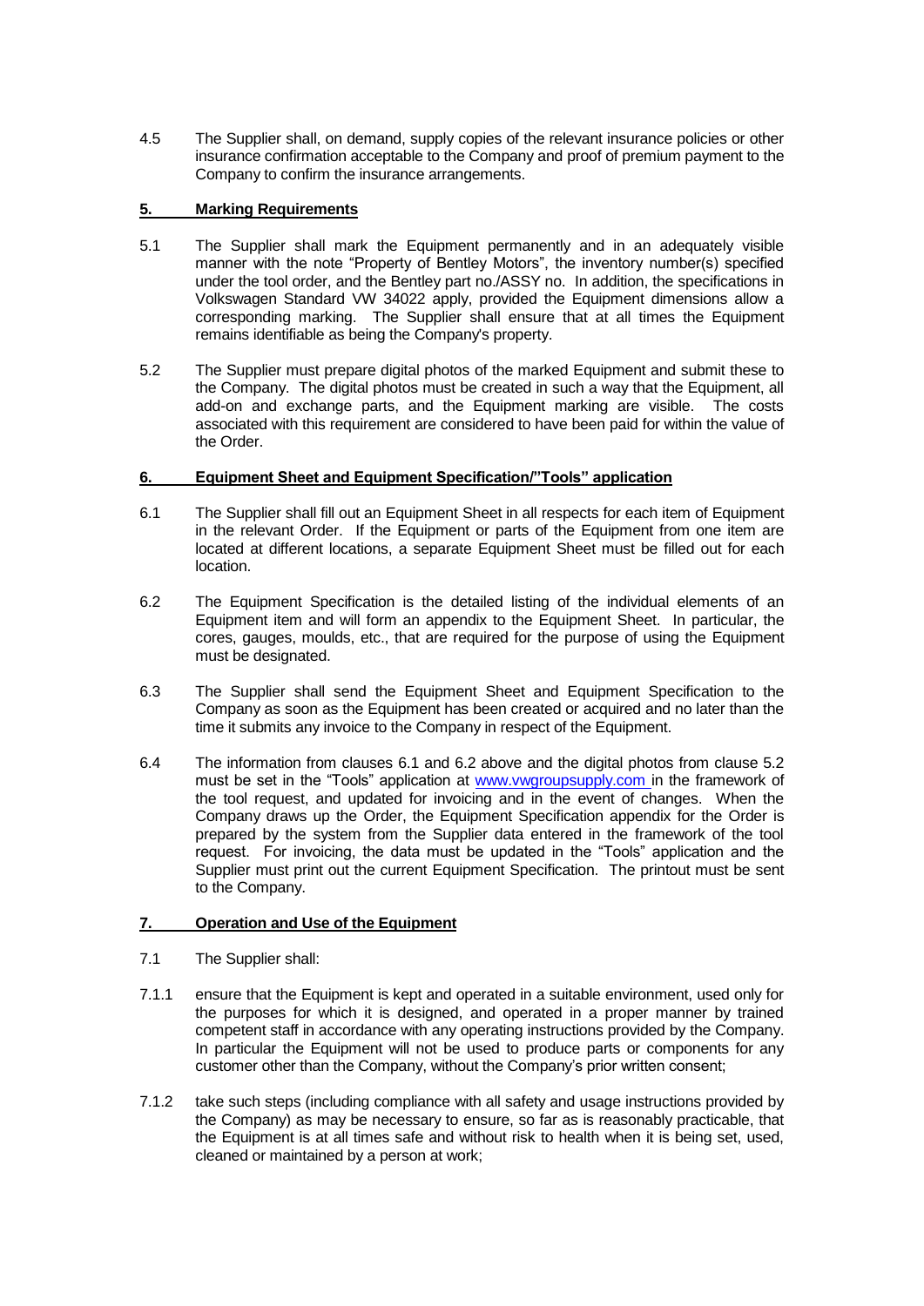4.5 The Supplier shall, on demand, supply copies of the relevant insurance policies or other insurance confirmation acceptable to the Company and proof of premium payment to the Company to confirm the insurance arrangements.

## 5. Marking Requirements

5.1 The Supplier shall mark the Equipment permanently and in an adequately visible manner with the note "Property of Bentley Motors", the inventory number(s) specified under the tool order, and the Bentley part no./ASSY no. In addition, the specifications in Volkswagen Standard VW 34022 apply, provided the Equipment dimensions allow a corresponding marking. The Supplier shall ensure that at all times the Equipment remains identifiable as being the Company's property.

5.2 The Supplier must prepare digital photos of the marked Equipment and submit these to the Company. The digital photos must be created in such a way that the Equipment, all add-on and exchange parts, and the Equipment marking are visible. The costs associated with this requirement are considered to have been paid for within the value of the Order.

## 6. Equipment Sheet and Equipment Specification/"Tools" application

6.1 The Supplier shall fill out an Equipment Sheet in all respects for each item of Equipment in the relevant Order. If the Equipment or parts of the Equipment from one item are located at different locations, a separate Equipment Sheet must be filled out for each location.

6.2 The Equipment Specification is the detailed listing of the individual elements of an Equipment item and will form an appendix to the Equipment Sheet. In particular, the cores, gauges, moulds, etc., that are required for the purpose of using the Equipment must be designated.

6.3 The Supplier shall send the Equipment Sheet and Equipment Specification to the Company as soon as the Equipment has been created or acquired and no later than the time it submits any invoice to the Company in respect of the Equipment.

6.4 The information from clauses 6.1 and 6.2 above and the digital photos from clause 5.2 must be set in the "Tools" application at www.vwgroupsupply.com in the framework of the tool request, and updated for invoicing and in the event of changes. When the Company draws up the Order, the Equipment Specification appendix for the Order is prepared by the system from the Supplier data entered in the framework of the tool request. For invoicing, the data must be updated in the "Tools" application and the Supplier must print out the current Equipment Specification. The printout must be sent to the Company.

## 7. Operation and Use of the Equipment

7.1 The Supplier shall:

7.1.1 ensure that the Equipment is kept and operated in a suitable environment, used only for the purposes for which it is designed, and operated in a proper manner by trained competent staff in accordance with any operating instructions provided by the Company. In particular the Equipment will not be used to produce parts or components for any customer other than the Company, without the Company's prior written consent;

7.1.2 take such steps (including compliance with all safety and usage instructions provided by the Company) as may be necessary to ensure, so far as is reasonably practicable, that the Equipment is at all times safe and without risk to health when it is being set, used, cleaned or maintained by a person at work;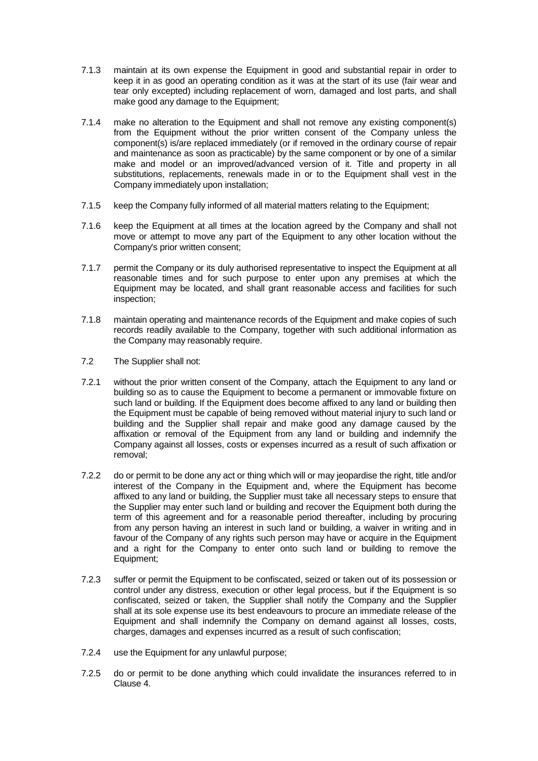7.1.3 maintain at its own expense the Equipment in good and substantial repair in order to keep it in as good an operating condition as it was at the start of its use (fair wear and tear only excepted) including replacement of worn, damaged and lost parts, and shall make good any damage to the Equipment;

7.1.4 make no alteration to the Equipment and shall not remove any existing component(s) from the Equipment without the prior written consent of the Company unless the component(s) is/are replaced immediately (or if removed in the ordinary course of repair and maintenance as soon as practicable) by the same component or by one of a similar make and model or an improved/advanced version of it. Title and property in all substitutions, replacements, renewals made in or to the Equipment shall vest in the Company immediately upon installation;

7.1.5 keep the Company fully informed of all material matters relating to the Equipment;

7.1.6 keep the Equipment at all times at the location agreed by the Company and shall not move or attempt to move any part of the Equipment to any other location without the Company's prior written consent;

7.1.7 permit the Company or its duly authorised representative to inspect the Equipment at all reasonable times and for such purpose to enter upon any premises at which the Equipment may be located, and shall grant reasonable access and facilities for such inspection;

7.1.8 maintain operating and maintenance records of the Equipment and make copies of such records readily available to the Company, together with such additional information as the Company may reasonably require.

7.2 The Supplier shall not:

7.2.1 without the prior written consent of the Company, attach the Equipment to any land or building so as to cause the Equipment to become a permanent or immovable fixture on such land or building. If the Equipment does become affixed to any land or building then the Equipment must be capable of being removed without material injury to such land or building and the Supplier shall repair and make good any damage caused by the affixation or removal of the Equipment from any land or building and indemnify the Company against all losses, costs or expenses incurred as a result of such affixation or removal;

7.2.2 do or permit to be done any act or thing which will or may jeopardise the right, title and/or interest of the Company in the Equipment and, where the Equipment has become affixed to any land or building, the Supplier must take all necessary steps to ensure that the Supplier may enter such land or building and recover the Equipment both during the term of this agreement and for a reasonable period thereafter, including by procuring from any person having an interest in such land or building, a waiver in writing and in favour of the Company of any rights such person may have or acquire in the Equipment and a right for the Company to enter onto such land or building to remove the Equipment;

7.2.3 suffer or permit the Equipment to be confiscated, seized or taken out of its possession or control under any distress, execution or other legal process, but if the Equipment is so confiscated, seized or taken, the Supplier shall notify the Company and the Supplier shall at its sole expense use its best endeavours to procure an immediate release of the Equipment and shall indemnify the Company on demand against all losses, costs, charges, damages and expenses incurred as a result of such confiscation;

7.2.4 use the Equipment for any unlawful purpose;

7.2.5 do or permit to be done anything which could invalidate the insurances referred to in Clause 4.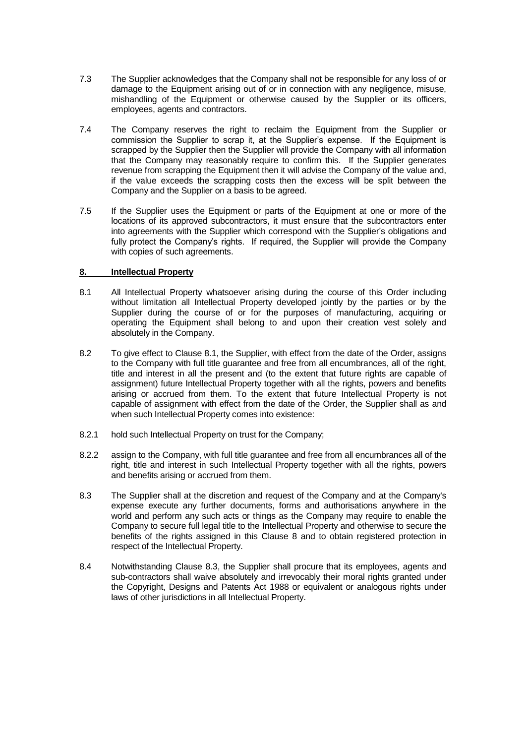7.3 The Supplier acknowledges that the Company shall not be responsible for any loss of or damage to the Equipment arising out of or in connection with any negligence, misuse, mishandling of the Equipment or otherwise caused by the Supplier or its officers, employees, agents and contractors.

7.4 The Company reserves the right to reclaim the Equipment from the Supplier or commission the Supplier to scrap it, at the Supplier's expense. If the Equipment is scrapped by the Supplier then the Supplier will provide the Company with all information that the Company may reasonably require to confirm this. If the Supplier generates revenue from scrapping the Equipment then it will advise the Company of the value and, if the value exceeds the scrapping costs then the excess will be split between the Company and the Supplier on a basis to be agreed.

7.5 If the Supplier uses the Equipment or parts of the Equipment at one or more of the locations of its approved subcontractors, it must ensure that the subcontractors enter into agreements with the Supplier which correspond with the Supplier's obligations and fully protect the Company's rights. If required, the Supplier will provide the Company with copies of such agreements.

## 8. Intellectual Property

8.1 All Intellectual Property whatsoever arising during the course of this Order including without limitation all Intellectual Property developed jointly by the parties or by the Supplier during the course of or for the purposes of manufacturing, acquiring or operating the Equipment shall belong to and upon their creation vest solely and absolutely in the Company.

8.2 To give effect to Clause 8.1, the Supplier, with effect from the date of the Order, assigns to the Company with full title guarantee and free from all encumbrances, all of the right, title and interest in all the present and (to the extent that future rights are capable of assignment) future Intellectual Property together with all the rights, powers and benefits arising or accrued from them. To the extent that future Intellectual Property is not capable of assignment with effect from the date of the Order, the Supplier shall as and when such Intellectual Property comes into existence:

8.2.1 hold such Intellectual Property on trust for the Company;

8.2.2 assign to the Company, with full title guarantee and free from all encumbrances all of the right, title and interest in such Intellectual Property together with all the rights, powers and benefits arising or accrued from them.

8.3 The Supplier shall at the discretion and request of the Company and at the Company's expense execute any further documents, forms and authorisations anywhere in the world and perform any such acts or things as the Company may require to enable the Company to secure full legal title to the Intellectual Property and otherwise to secure the benefits of the rights assigned in this Clause 8 and to obtain registered protection in respect of the Intellectual Property.

8.4 Notwithstanding Clause 8.3, the Supplier shall procure that its employees, agents and sub-contractors shall waive absolutely and irrevocably their moral rights granted under the Copyright, Designs and Patents Act 1988 or equivalent or analogous rights under laws of other jurisdictions in all Intellectual Property.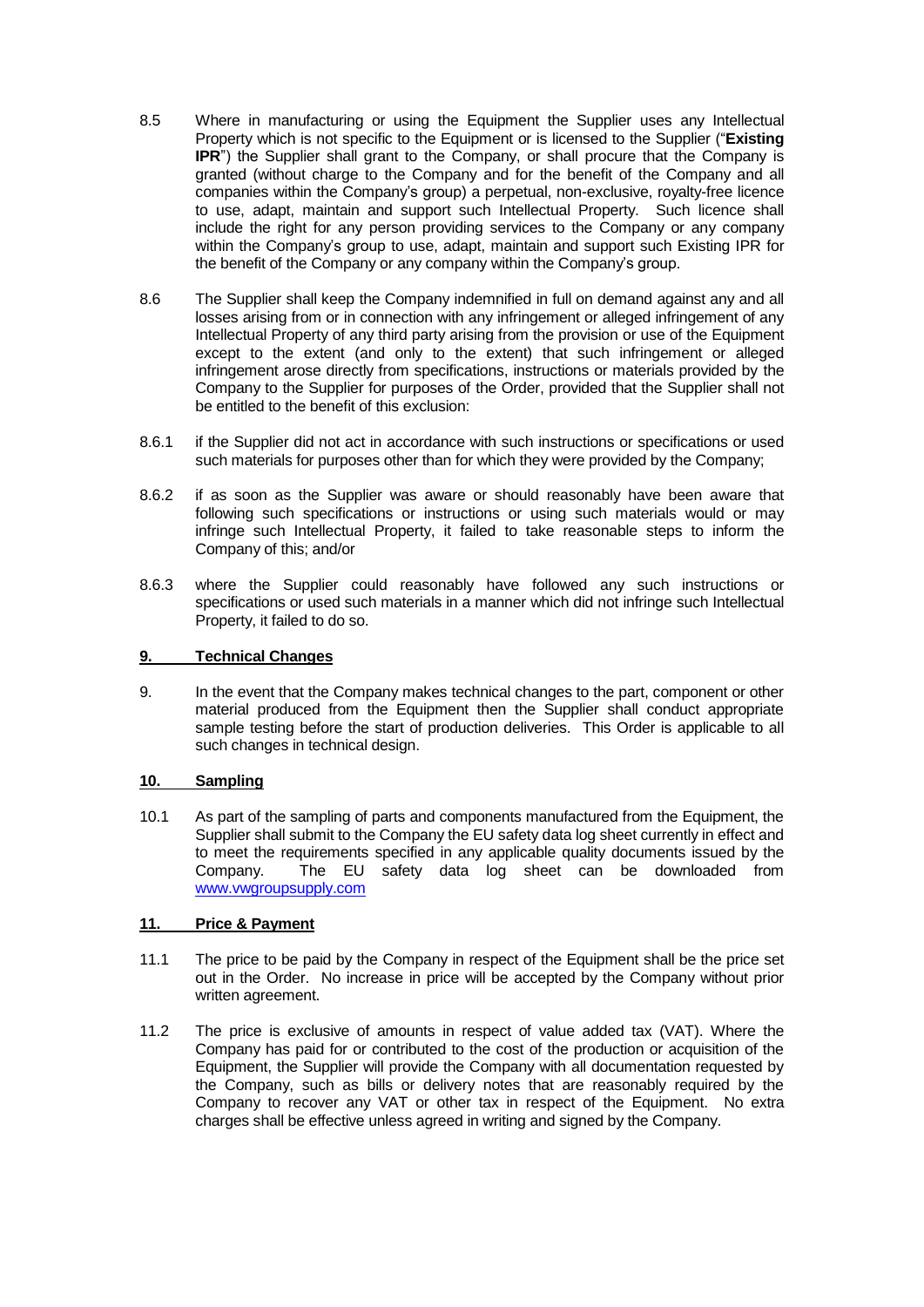8.5 Where in manufacturing or using the Equipment the Supplier uses any Intellectual Property which is not specific to the Equipment or is licensed to the Supplier ("**Existing IPR**") the Supplier shall grant to the Company, or shall procure that the Company is granted (without charge to the Company and for the benefit of the Company and all companies within the Company's group) a perpetual, non-exclusive, royalty-free licence to use, adapt, maintain and support such Intellectual Property. Such licence shall include the right for any person providing services to the Company or any company within the Company's group to use, adapt, maintain and support such Existing IPR for the benefit of the Company or any company within the Company's group.

8.6 The Supplier shall keep the Company indemnified in full on demand against any and all losses arising from or in connection with any infringement or alleged infringement of any Intellectual Property of any third party arising from the provision or use of the Equipment except to the extent (and only to the extent) that such infringement or alleged infringement arose directly from specifications, instructions or materials provided by the Company to the Supplier for purposes of the Order, provided that the Supplier shall not be entitled to the benefit of this exclusion:

8.6.1 if the Supplier did not act in accordance with such instructions or specifications or used such materials for purposes other than for which they were provided by the Company;

8.6.2 if as soon as the Supplier was aware or should reasonably have been aware that following such specifications or instructions or using such materials would or may infringe such Intellectual Property, it failed to take reasonable steps to inform the Company of this; and/or

8.6.3 where the Supplier could reasonably have followed any such instructions or specifications or used such materials in a manner which did not infringe such Intellectual Property, it failed to do so.

## 9. Technical Changes

9. In the event that the Company makes technical changes to the part, component or other material produced from the Equipment then the Supplier shall conduct appropriate sample testing before the start of production deliveries. This Order is applicable to all such changes in technical design.

## 10. Sampling

10.1 As part of the sampling of parts and components manufactured from the Equipment, the Supplier shall submit to the Company the EU safety data log sheet currently in effect and to meet the requirements specified in any applicable quality documents issued by the Company. The EU safety data log sheet can be downloaded from www.vwgroupsupply.com

## 11. Price & Payment

11.1 The price to be paid by the Company in respect of the Equipment shall be the price set out in the Order. No increase in price will be accepted by the Company without prior written agreement.

11.2 The price is exclusive of amounts in respect of value added tax (VAT). Where the Company has paid for or contributed to the cost of the production or acquisition of the Equipment, the Supplier will provide the Company with all documentation requested by the Company, such as bills or delivery notes that are reasonably required by the Company to recover any VAT or other tax in respect of the Equipment. No extra charges shall be effective unless agreed in writing and signed by the Company.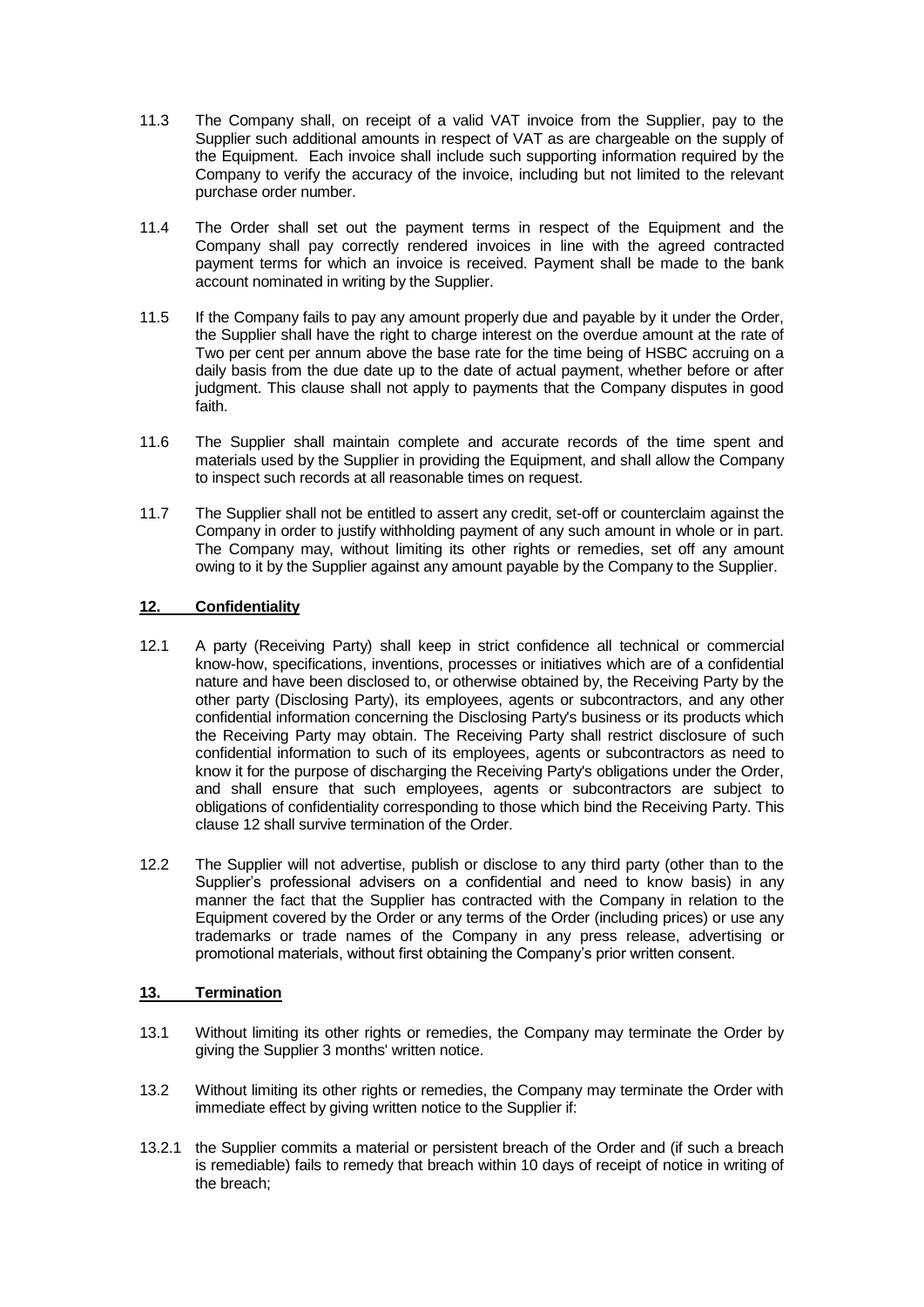11.3 The Company shall, on receipt of a valid VAT invoice from the Supplier, pay to the Supplier such additional amounts in respect of VAT as are chargeable on the supply of the Equipment. Each invoice shall include such supporting information required by the Company to verify the accuracy of the invoice, including but not limited to the relevant purchase order number.

11.4 The Order shall set out the payment terms in respect of the Equipment and the Company shall pay correctly rendered invoices in line with the agreed contracted payment terms for which an invoice is received. Payment shall be made to the bank account nominated in writing by the Supplier.

11.5 If the Company fails to pay any amount properly due and payable by it under the Order, the Supplier shall have the right to charge interest on the overdue amount at the rate of Two per cent per annum above the base rate for the time being of HSBC accruing on a daily basis from the due date up to the date of actual payment, whether before or after judgment. This clause shall not apply to payments that the Company disputes in good faith.

11.6 The Supplier shall maintain complete and accurate records of the time spent and materials used by the Supplier in providing the Equipment, and shall allow the Company to inspect such records at all reasonable times on request.

11.7 The Supplier shall not be entitled to assert any credit, set-off or counterclaim against the Company in order to justify withholding payment of any such amount in whole or in part. The Company may, without limiting its other rights or remedies, set off any amount owing to it by the Supplier against any amount payable by the Company to the Supplier.

## 12. Confidentiality

12.1 A party (Receiving Party) shall keep in strict confidence all technical or commercial know-how, specifications, inventions, processes or initiatives which are of a confidential nature and have been disclosed to, or otherwise obtained by, the Receiving Party by the other party (Disclosing Party), its employees, agents or subcontractors, and any other confidential information concerning the Disclosing Party's business or its products which the Receiving Party may obtain. The Receiving Party shall restrict disclosure of such confidential information to such of its employees, agents or subcontractors as need to know it for the purpose of discharging the Receiving Party's obligations under the Order, and shall ensure that such employees, agents or subcontractors are subject to obligations of confidentiality corresponding to those which bind the Receiving Party. This clause 12 shall survive termination of the Order.

12.2 The Supplier will not advertise, publish or disclose to any third party (other than to the Supplier's professional advisers on a confidential and need to know basis) in any manner the fact that the Supplier has contracted with the Company in relation to the Equipment covered by the Order or any terms of the Order (including prices) or use any trademarks or trade names of the Company in any press release, advertising or promotional materials, without first obtaining the Company's prior written consent.

## 13. Termination

13.1 Without limiting its other rights or remedies, the Company may terminate the Order by giving the Supplier 3 months' written notice.

13.2 Without limiting its other rights or remedies, the Company may terminate the Order with immediate effect by giving written notice to the Supplier if:

13.2.1 the Supplier commits a material or persistent breach of the Order and (if such a breach is remediable) fails to remedy that breach within 10 days of receipt of notice in writing of the breach;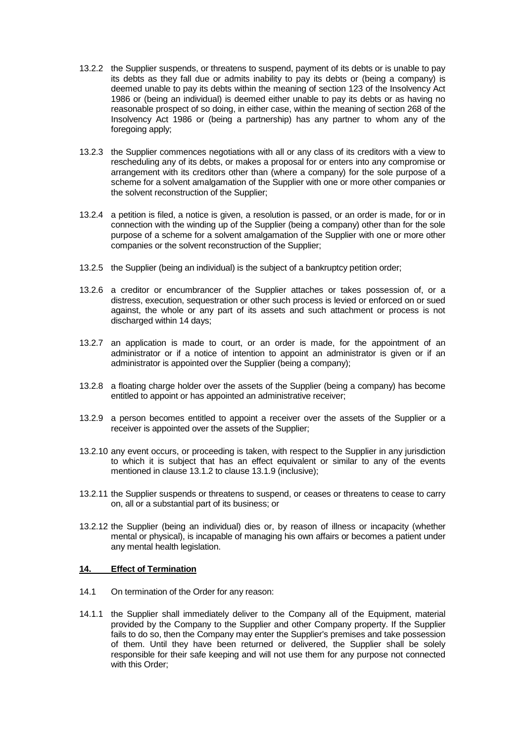13.2.2 the Supplier suspends, or threatens to suspend, payment of its debts or is unable to pay its debts as they fall due or admits inability to pay its debts or (being a company) is deemed unable to pay its debts within the meaning of section 123 of the Insolvency Act 1986 or (being an individual) is deemed either unable to pay its debts or as having no reasonable prospect of so doing, in either case, within the meaning of section 268 of the Insolvency Act 1986 or (being a partnership) has any partner to whom any of the foregoing apply;

13.2.3 the Supplier commences negotiations with all or any class of its creditors with a view to rescheduling any of its debts, or makes a proposal for or enters into any compromise or arrangement with its creditors other than (where a company) for the sole purpose of a scheme for a solvent amalgamation of the Supplier with one or more other companies or the solvent reconstruction of the Supplier;

13.2.4 a petition is filed, a notice is given, a resolution is passed, or an order is made, for or in connection with the winding up of the Supplier (being a company) other than for the sole purpose of a scheme for a solvent amalgamation of the Supplier with one or more other companies or the solvent reconstruction of the Supplier;

13.2.5 the Supplier (being an individual) is the subject of a bankruptcy petition order;

13.2.6 a creditor or encumbrancer of the Supplier attaches or takes possession of, or a distress, execution, sequestration or other such process is levied or enforced on or sued against, the whole or any part of its assets and such attachment or process is not discharged within 14 days;

13.2.7 an application is made to court, or an order is made, for the appointment of an administrator or if a notice of intention to appoint an administrator is given or if an administrator is appointed over the Supplier (being a company);

13.2.8 a floating charge holder over the assets of the Supplier (being a company) has become entitled to appoint or has appointed an administrative receiver;

13.2.9 a person becomes entitled to appoint a receiver over the assets of the Supplier or a receiver is appointed over the assets of the Supplier;

13.2.10 any event occurs, or proceeding is taken, with respect to the Supplier in any jurisdiction to which it is subject that has an effect equivalent or similar to any of the events mentioned in clause 13.1.2 to clause 13.1.9 (inclusive);

13.2.11 the Supplier suspends or threatens to suspend, or ceases or threatens to cease to carry on, all or a substantial part of its business; or

13.2.12 the Supplier (being an individual) dies or, by reason of illness or incapacity (whether mental or physical), is incapable of managing his own affairs or becomes a patient under any mental health legislation.

## 14. Effect of Termination

14.1 On termination of the Order for any reason:

14.1.1 the Supplier shall immediately deliver to the Company all of the Equipment, material provided by the Company to the Supplier and other Company property. If the Supplier fails to do so, then the Company may enter the Supplier's premises and take possession of them. Until they have been returned or delivered, the Supplier shall be solely responsible for their safe keeping and will not use them for any purpose not connected with this Order;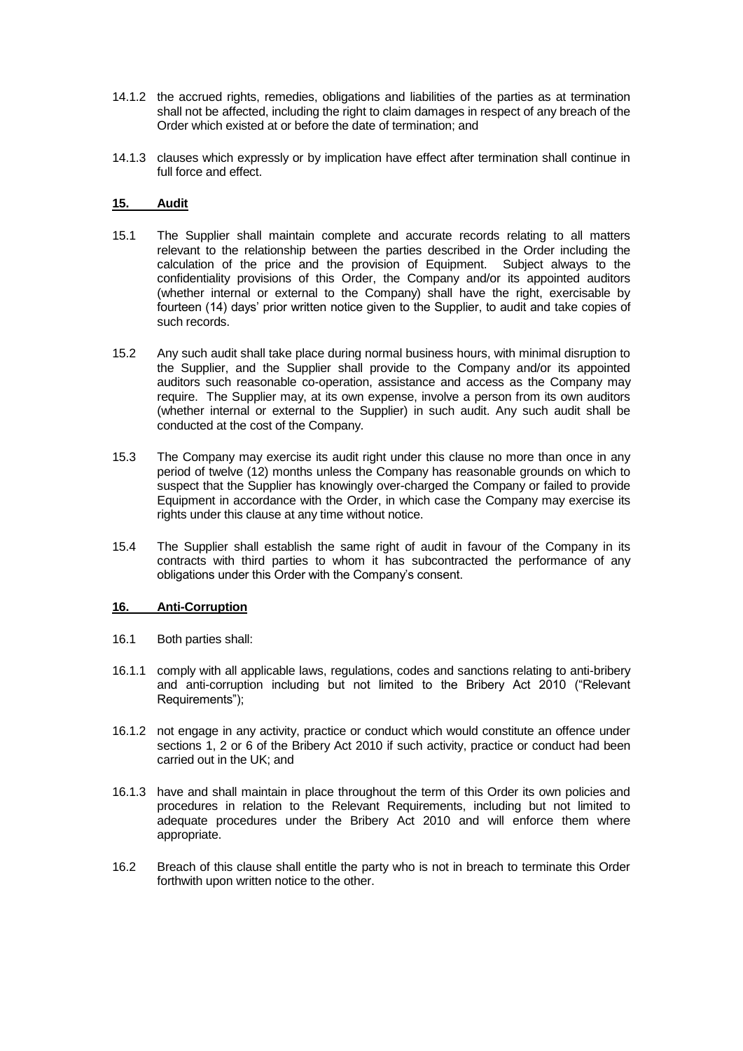14.1.2 the accrued rights, remedies, obligations and liabilities of the parties as at termination shall not be affected, including the right to claim damages in respect of any breach of the Order which existed at or before the date of termination; and

14.1.3 clauses which expressly or by implication have effect after termination shall continue in full force and effect.

## 15. Audit

15.1 The Supplier shall maintain complete and accurate records relating to all matters relevant to the relationship between the parties described in the Order including the calculation of the price and the provision of Equipment. Subject always to the confidentiality provisions of this Order, the Company and/or its appointed auditors (whether internal or external to the Company) shall have the right, exercisable by fourteen (14) days' prior written notice given to the Supplier, to audit and take copies of such records.

15.2 Any such audit shall take place during normal business hours, with minimal disruption to the Supplier, and the Supplier shall provide to the Company and/or its appointed auditors such reasonable co-operation, assistance and access as the Company may require. The Supplier may, at its own expense, involve a person from its own auditors (whether internal or external to the Supplier) in such audit. Any such audit shall be conducted at the cost of the Company.

15.3 The Company may exercise its audit right under this clause no more than once in any period of twelve (12) months unless the Company has reasonable grounds on which to suspect that the Supplier has knowingly over-charged the Company or failed to provide Equipment in accordance with the Order, in which case the Company may exercise its rights under this clause at any time without notice.

15.4 The Supplier shall establish the same right of audit in favour of the Company in its contracts with third parties to whom it has subcontracted the performance of any obligations under this Order with the Company's consent.

## 16. Anti-Corruption

16.1 Both parties shall:

16.1.1 comply with all applicable laws, regulations, codes and sanctions relating to anti-bribery and anti-corruption including but not limited to the Bribery Act 2010 ("Relevant Requirements");

16.1.2 not engage in any activity, practice or conduct which would constitute an offence under sections 1, 2 or 6 of the Bribery Act 2010 if such activity, practice or conduct had been carried out in the UK; and

16.1.3 have and shall maintain in place throughout the term of this Order its own policies and procedures in relation to the Relevant Requirements, including but not limited to adequate procedures under the Bribery Act 2010 and will enforce them where appropriate.

16.2 Breach of this clause shall entitle the party who is not in breach to terminate this Order forthwith upon written notice to the other.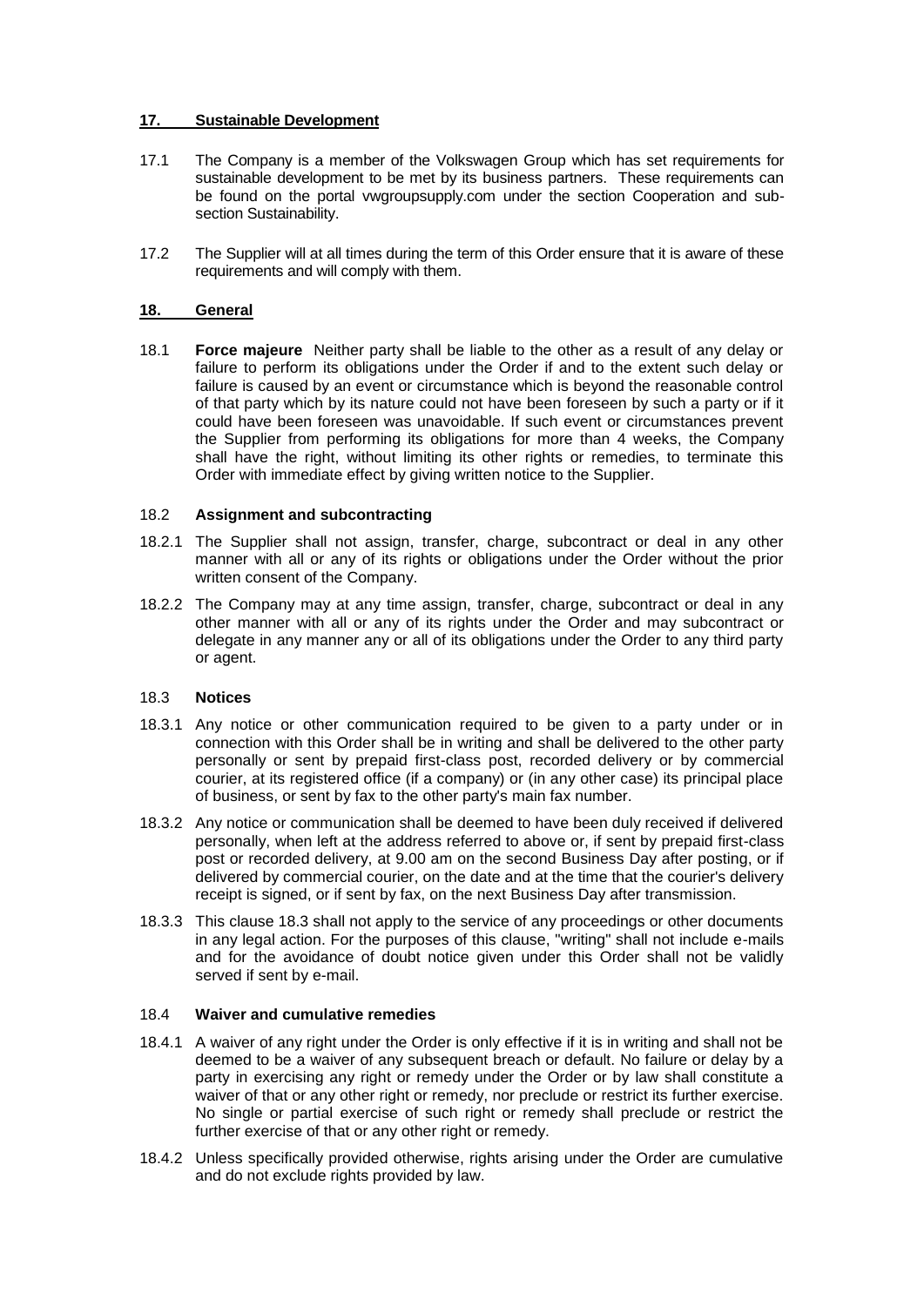## 17. Sustainable Development

17.1 The Company is a member of the Volkswagen Group which has set requirements for sustainable development to be met by its business partners. These requirements can be found on the portal vwgroupsupply.com under the section Cooperation and sub-section Sustainability.

17.2 The Supplier will at all times during the term of this Order ensure that it is aware of these requirements and will comply with them.

## 18. General

18.1 **Force majeure** Neither party shall be liable to the other as a result of any delay or failure to perform its obligations under the Order if and to the extent such delay or failure is caused by an event or circumstance which is beyond the reasonable control of that party which by its nature could not have been foreseen by such a party or if it could have been foreseen was unavoidable. If such event or circumstances prevent the Supplier from performing its obligations for more than 4 weeks, the Company shall have the right, without limiting its other rights or remedies, to terminate this Order with immediate effect by giving written notice to the Supplier.

18.2 **Assignment and subcontracting**

18.2.1 The Supplier shall not assign, transfer, charge, subcontract or deal in any other manner with all or any of its rights or obligations under the Order without the prior written consent of the Company.

18.2.2 The Company may at any time assign, transfer, charge, subcontract or deal in any other manner with all or any of its rights under the Order and may subcontract or delegate in any manner any or all of its obligations under the Order to any third party or agent.

18.3 **Notices**

18.3.1 Any notice or other communication required to be given to a party under or in connection with this Order shall be in writing and shall be delivered to the other party personally or sent by prepaid first-class post, recorded delivery or by commercial courier, at its registered office (if a company) or (in any other case) its principal place of business, or sent by fax to the other party's main fax number.

18.3.2 Any notice or communication shall be deemed to have been duly received if delivered personally, when left at the address referred to above or, if sent by prepaid first-class post or recorded delivery, at 9.00 am on the second Business Day after posting, or if delivered by commercial courier, on the date and at the time that the courier's delivery receipt is signed, or if sent by fax, on the next Business Day after transmission.

18.3.3 This clause 18.3 shall not apply to the service of any proceedings or other documents in any legal action. For the purposes of this clause, "writing" shall not include e-mails and for the avoidance of doubt notice given under this Order shall not be validly served if sent by e-mail.

18.4 **Waiver and cumulative remedies**

18.4.1 A waiver of any right under the Order is only effective if it is in writing and shall not be deemed to be a waiver of any subsequent breach or default. No failure or delay by a party in exercising any right or remedy under the Order or by law shall constitute a waiver of that or any other right or remedy, nor preclude or restrict its further exercise. No single or partial exercise of such right or remedy shall preclude or restrict the further exercise of that or any other right or remedy.

18.4.2 Unless specifically provided otherwise, rights arising under the Order are cumulative and do not exclude rights provided by law.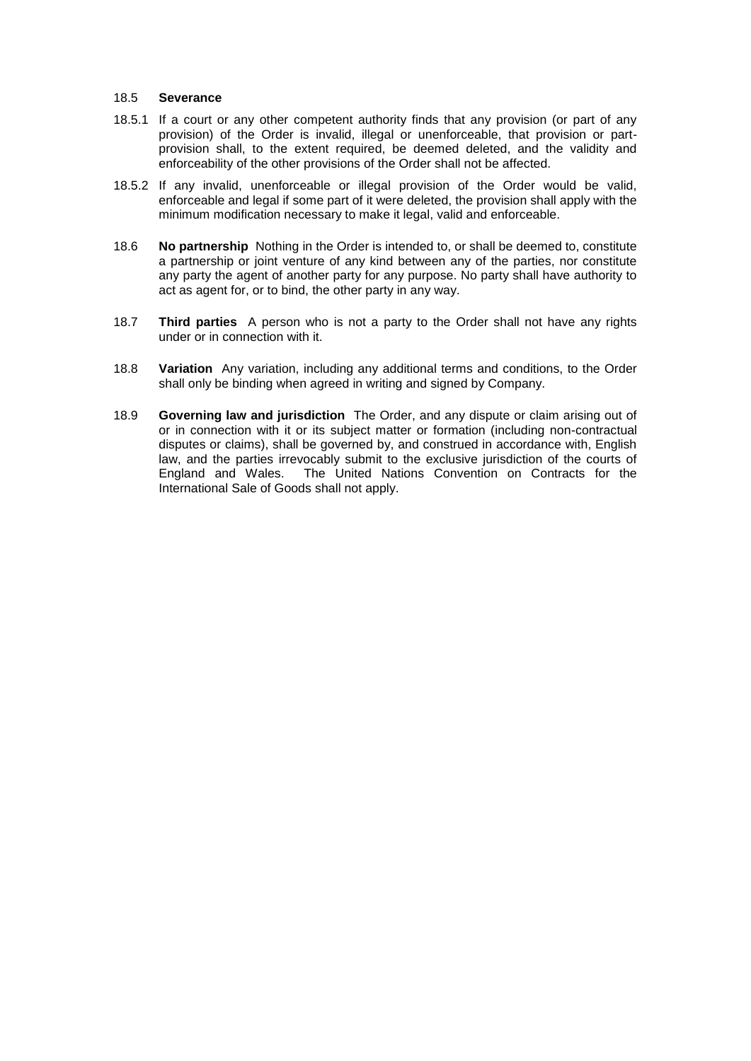18.5 **Severance**

18.5.1 If a court or any other competent authority finds that any provision (or part of any provision) of the Order is invalid, illegal or unenforceable, that provision or part-provision shall, to the extent required, be deemed deleted, and the validity and enforceability of the other provisions of the Order shall not be affected.

18.5.2 If any invalid, unenforceable or illegal provision of the Order would be valid, enforceable and legal if some part of it were deleted, the provision shall apply with the minimum modification necessary to make it legal, valid and enforceable.

18.6 **No partnership** Nothing in the Order is intended to, or shall be deemed to, constitute a partnership or joint venture of any kind between any of the parties, nor constitute any party the agent of another party for any purpose. No party shall have authority to act as agent for, or to bind, the other party in any way.

18.7 **Third parties** A person who is not a party to the Order shall not have any rights under or in connection with it.

18.8 **Variation** Any variation, including any additional terms and conditions, to the Order shall only be binding when agreed in writing and signed by Company.

18.9 **Governing law and jurisdiction** The Order, and any dispute or claim arising out of or in connection with it or its subject matter or formation (including non-contractual disputes or claims), shall be governed by, and construed in accordance with, English law, and the parties irrevocably submit to the exclusive jurisdiction of the courts of England and Wales. The United Nations Convention on Contracts for the International Sale of Goods shall not apply.